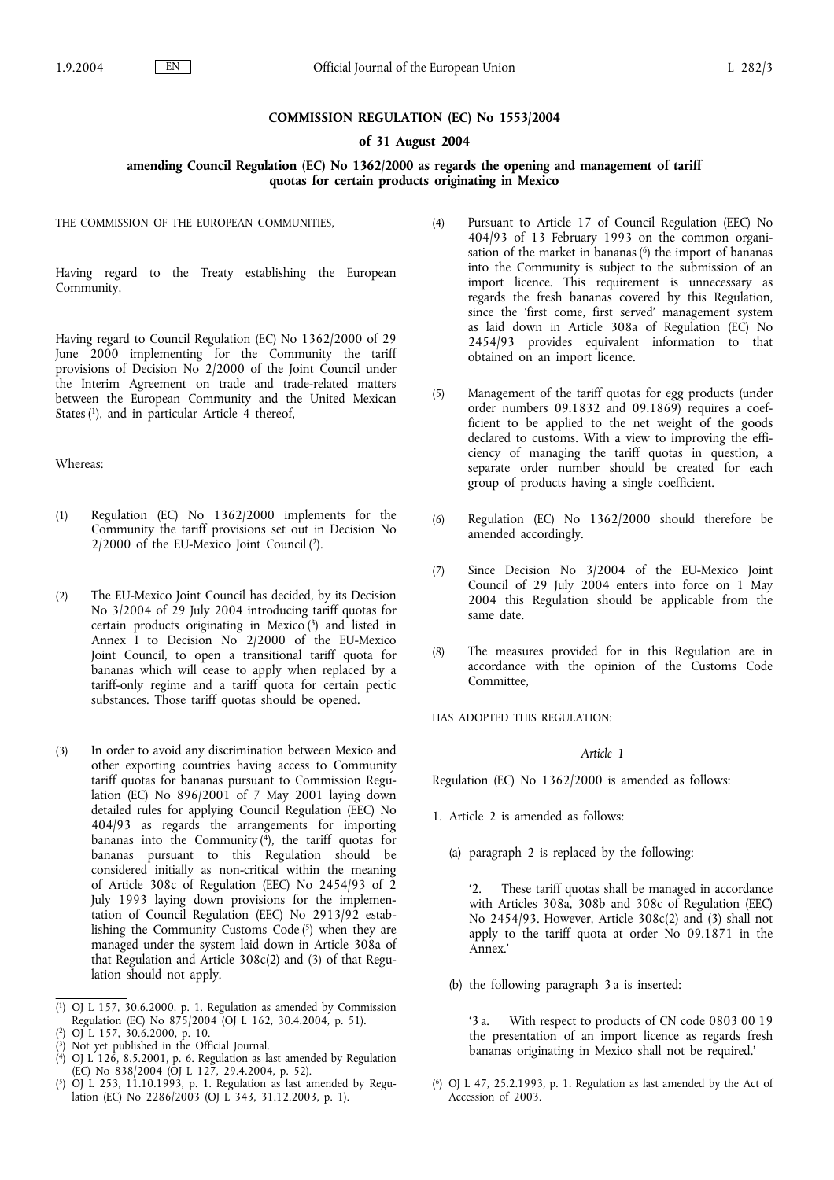**COMMISSION REGULATION (EC) No 1553/2004**

**of 31 August 2004**

**amending Council Regulation (EC) No 1362/2000 as regards the opening and management of tariff quotas for certain products originating in Mexico**

THE COMMISSION OF THE EUROPEAN COMMUNITIES,

Having regard to the Treaty establishing the European Community,

Having regard to Council Regulation (EC) No 1362/2000 of 29 June 2000 implementing for the Community the tariff provisions of Decision No 2/2000 of the Joint Council under the Interim Agreement on trade and trade-related matters between the European Community and the United Mexican States [1], and in particular Article 4 thereof,

Whereas:

(1) Regulation (EC) No 1362/2000 implements for the Community the tariff provisions set out in Decision No 2/2000 of the EU-Mexico Joint Council [2].

(2) The EU-Mexico Joint Council has decided, by its Decision No 3/2004 of 29 July 2004 introducing tariff quotas for certain products originating in Mexico [3] and listed in Annex I to Decision No 2/2000 of the EU-Mexico Joint Council, to open a transitional tariff quota for bananas which will cease to apply when replaced by a tariff-only regime and a tariff quota for certain pectic substances. Those tariff quotas should be opened.

(3) In order to avoid any discrimination between Mexico and other exporting countries having access to Community tariff quotas for bananas pursuant to Commission Regulation (EC) No 896/2001 of 7 May 2001 laying down detailed rules for applying Council Regulation (EEC) No 404/93 as regards the arrangements for importing bananas into the Community [4], the tariff quotas for bananas pursuant to this Regulation should be considered initially as non-critical within the meaning of Article 308c of Regulation (EEC) No 2454/93 of 2 July 1993 laying down provisions for the implementation of Council Regulation (EEC) No 2913/92 establishing the Community Customs Code [5] when they are managed under the system laid down in Article 308a of that Regulation and Article 308c(2) and (3) of that Regulation should not apply.

(4) Pursuant to Article 17 of Council Regulation (EEC) No 404/93 of 13 February 1993 on the common organisation of the market in bananas [6] the import of bananas into the Community is subject to the submission of an import licence. This requirement is unnecessary as regards the fresh bananas covered by this Regulation, since the 'first come, first served' management system as laid down in Article 308a of Regulation (EC) No 2454/93 provides equivalent information to that obtained on an import licence.

(5) Management of the tariff quotas for egg products (under order numbers 09.1832 and 09.1869) requires a coefficient to be applied to the net weight of the goods declared to customs. With a view to improving the efficiency of managing the tariff quotas in question, a separate order number should be created for each group of products having a single coefficient.

(6) Regulation (EC) No 1362/2000 should therefore be amended accordingly.

(7) Since Decision No 3/2004 of the EU-Mexico Joint Council of 29 July 2004 enters into force on 1 May 2004 this Regulation should be applicable from the same date.

(8) The measures provided for in this Regulation are in accordance with the opinion of the Customs Code Committee,

HAS ADOPTED THIS REGULATION:

*Article 1*

Regulation (EC) No 1362/2000 is amended as follows:

1. Article 2 is amended as follows:

   (a) paragraph 2 is replaced by the following:

   '2. These tariff quotas shall be managed in accordance with Articles 308a, 308b and 308c of Regulation (EEC) No 2454/93. However, Article 308c(2) and (3) shall not apply to the tariff quota at order No 09.1871 in the Annex.'

   (b) the following paragraph 3a is inserted:

   '3a. With respect to products of CN code 0803 00 19 the presentation of an import licence as regards fresh bananas originating in Mexico shall not be required.'

---

[1] OJ L 157, 30.6.2000, p. 1. Regulation as amended by Commission Regulation (EC) No 875/2004 (OJ L 162, 30.4.2004, p. 51).

[2] OJ L 157, 30.6.2000, p. 10.

[3] Not yet published in the Official Journal.

[4] OJ L 126, 8.5.2001, p. 6. Regulation as last amended by Regulation (EC) No 838/2004 (OJ L 127, 29.4.2004, p. 52).

[5] OJ L 253, 11.10.1993, p. 1. Regulation as last amended by Regulation (EC) No 2286/2003 (OJ L 343, 31.12.2003, p. 1).

[6] OJ L 47, 25.2.1993, p. 1. Regulation as last amended by the Act of Accession of 2003.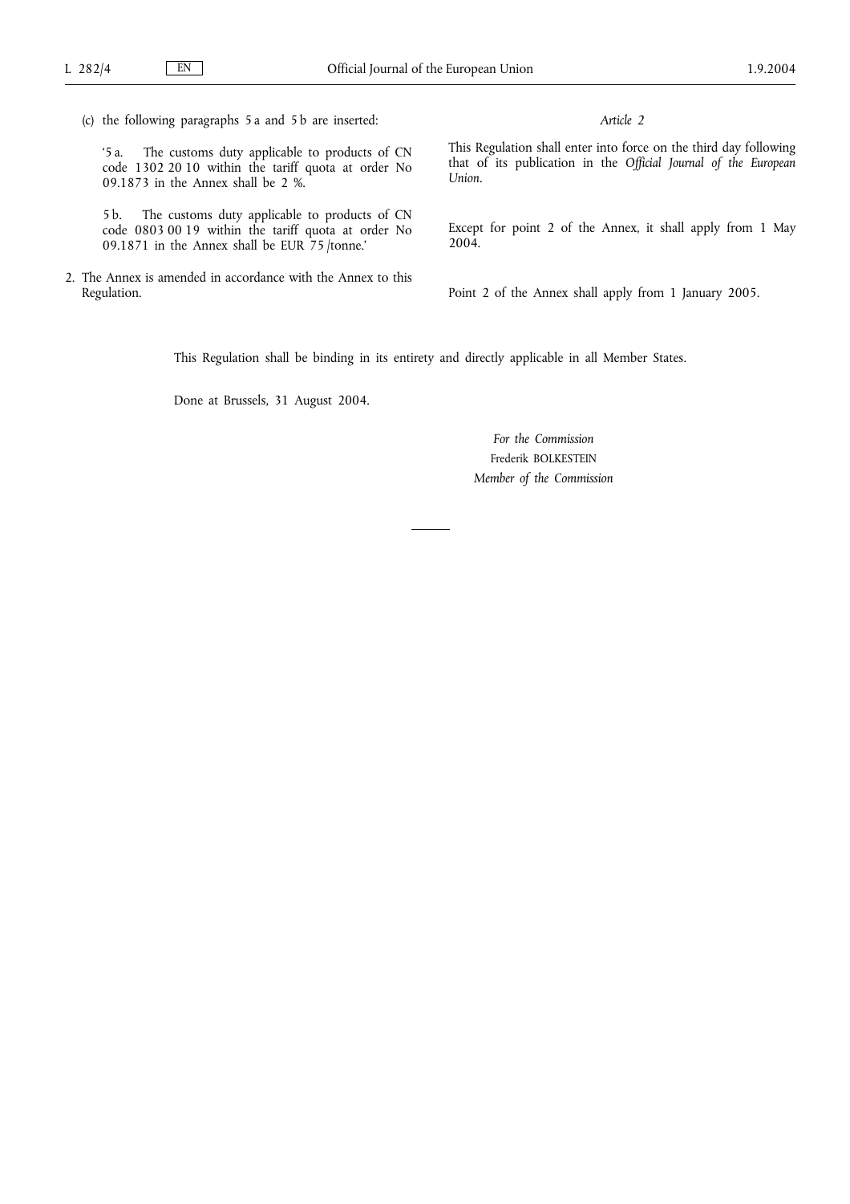(c) the following paragraphs 5 a and 5 b are inserted:

'5 a. The customs duty applicable to products of CN code 1302 20 10 within the tariff quota at order No 09.1873 in the Annex shall be 2 %.

5 b. The customs duty applicable to products of CN code 0803 00 19 within the tariff quota at order No 09.1871 in the Annex shall be EUR 75 /tonne.'

2. The Annex is amended in accordance with the Annex to this Regulation.

*Article 2*

This Regulation shall enter into force on the third day following that of its publication in the *Official Journal of the European Union*.

Except for point 2 of the Annex, it shall apply from 1 May 2004.

Point 2 of the Annex shall apply from 1 January 2005.

This Regulation shall be binding in its entirety and directly applicable in all Member States.

Done at Brussels, 31 August 2004.

*For the Commission*

Frederik BOLKESTEIN

*Member of the Commission*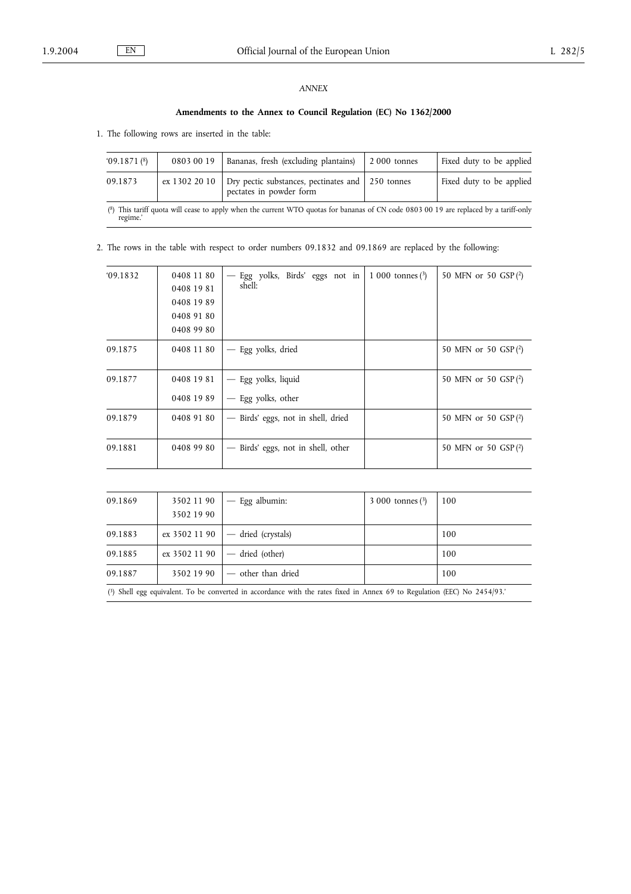*ANNEX*

**Amendments to the Annex to Council Regulation (EC) No 1362/2000**

1. The following rows are inserted in the table:

| | | | | |
|---|---|---|---|---|
| '09.1871 (8) | 0803 00 19 | Bananas, fresh (excluding plantains) | 2 000 tonnes | Fixed duty to be applied |
| 09.1873 | ex 1302 20 10 | Dry pectic substances, pectinates and pectates in powder form | 250 tonnes | Fixed duty to be applied |

(8) This tariff quota will cease to apply when the current WTO quotas for bananas of CN code 0803 00 19 are replaced by a tariff-only regime.'

2. The rows in the table with respect to order numbers 09.1832 and 09.1869 are replaced by the following:

| | | | | |
|---|---|---|---|---|
| '09.1832 | 0408 11 80<br>0408 19 81<br>0408 19 89<br>0408 91 80<br>0408 99 80 | — Egg yolks, Birds' eggs not in shell: | 1 000 tonnes (3) | 50 MFN or 50 GSP (2) |
| 09.1875 | 0408 11 80 | — Egg yolks, dried | | 50 MFN or 50 GSP (2) |
| 09.1877 | 0408 19 81<br>0408 19 89 | — Egg yolks, liquid<br>— Egg yolks, other | | 50 MFN or 50 GSP (2) |
| 09.1879 | 0408 91 80 | — Birds' eggs, not in shell, dried | | 50 MFN or 50 GSP (2) |
| 09.1881 | 0408 99 80 | — Birds' eggs, not in shell, other | | 50 MFN or 50 GSP (2) |

| | | | | |
|---|---|---|---|---|
| 09.1869 | 3502 11 90<br>3502 19 90 | — Egg albumin: | 3 000 tonnes (3) | 100 |
| 09.1883 | ex 3502 11 90 | — dried (crystals) | | 100 |
| 09.1885 | ex 3502 11 90 | — dried (other) | | 100 |
| 09.1887 | 3502 19 90 | — other than dried | | 100 |

(3) Shell egg equivalent. To be converted in accordance with the rates fixed in Annex 69 to Regulation (EEC) No 2454/93.'